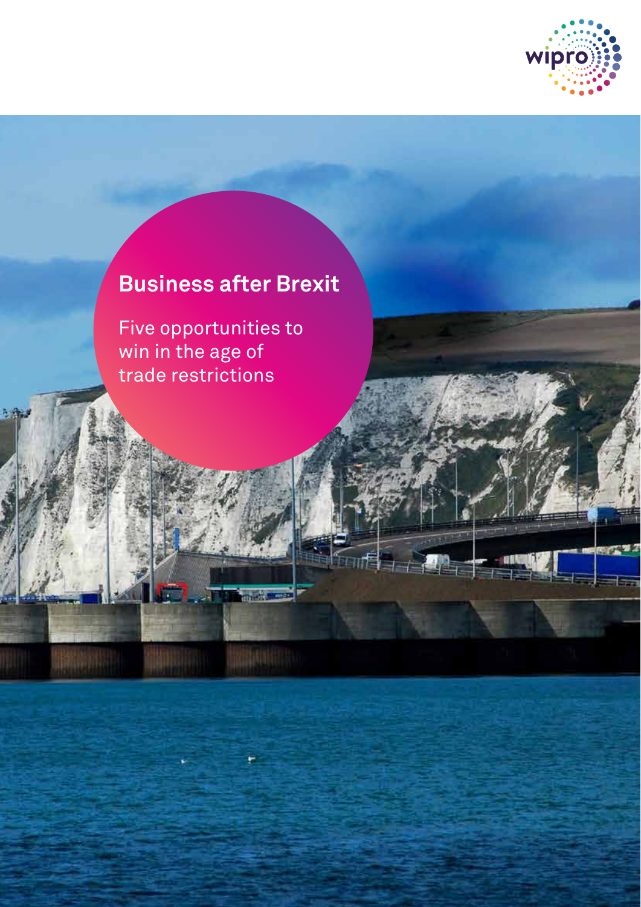# Business after Brexit

Five opportunities to win in the age of trade restrictions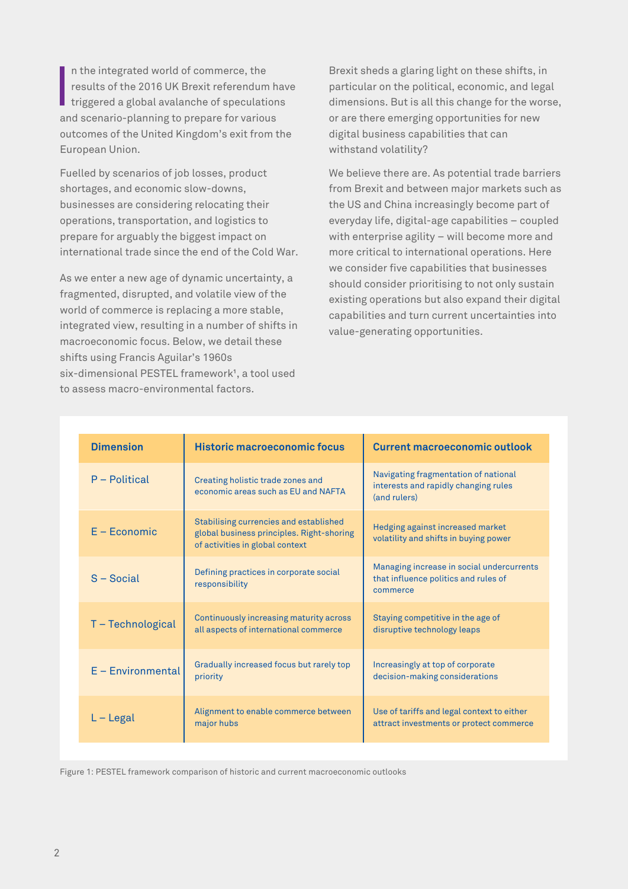In the integrated world of commerce, the results of the 2016 UK Brexit referendum have triggered a global avalanche of speculations and scenario-planning to prepare for various outcomes of the United Kingdom's exit from the European Union.

Fuelled by scenarios of job losses, product shortages, and economic slow-downs, businesses are considering relocating their operations, transportation, and logistics to prepare for arguably the biggest impact on international trade since the end of the Cold War.

As we enter a new age of dynamic uncertainty, a fragmented, disrupted, and volatile view of the world of commerce is replacing a more stable, integrated view, resulting in a number of shifts in macroeconomic focus. Below, we detail these shifts using Francis Aguilar's 1960s six-dimensional PESTEL framework[1], a tool used to assess macro-environmental factors.

Brexit sheds a glaring light on these shifts, in particular on the political, economic, and legal dimensions. But is all this change for the worse, or are there emerging opportunities for new digital business capabilities that can withstand volatility?

We believe there are. As potential trade barriers from Brexit and between major markets such as the US and China increasingly become part of everyday life, digital-age capabilities – coupled with enterprise agility – will become more and more critical to international operations. Here we consider five capabilities that businesses should consider prioritising to not only sustain existing operations but also expand their digital capabilities and turn current uncertainties into value-generating opportunities.

| Dimension | Historic macroeconomic focus | Current macroeconomic outlook |
| --- | --- | --- |
| P – Political | Creating holistic trade zones and economic areas such as EU and NAFTA | Navigating fragmentation of national interests and rapidly changing rules (and rulers) |
| E – Economic | Stabilising currencies and established global business principles. Right-shoring of activities in global context | Hedging against increased market volatility and shifts in buying power |
| S – Social | Defining practices in corporate social responsibility | Managing increase in social undercurrents that influence politics and rules of commerce |
| T – Technological | Continuously increasing maturity across all aspects of international commerce | Staying competitive in the age of disruptive technology leaps |
| E – Environmental | Gradually increased focus but rarely top priority | Increasingly at top of corporate decision-making considerations |
| L – Legal | Alignment to enable commerce between major hubs | Use of tariffs and legal context to either attract investments or protect commerce |

Figure 1: PESTEL framework comparison of historic and current macroeconomic outlooks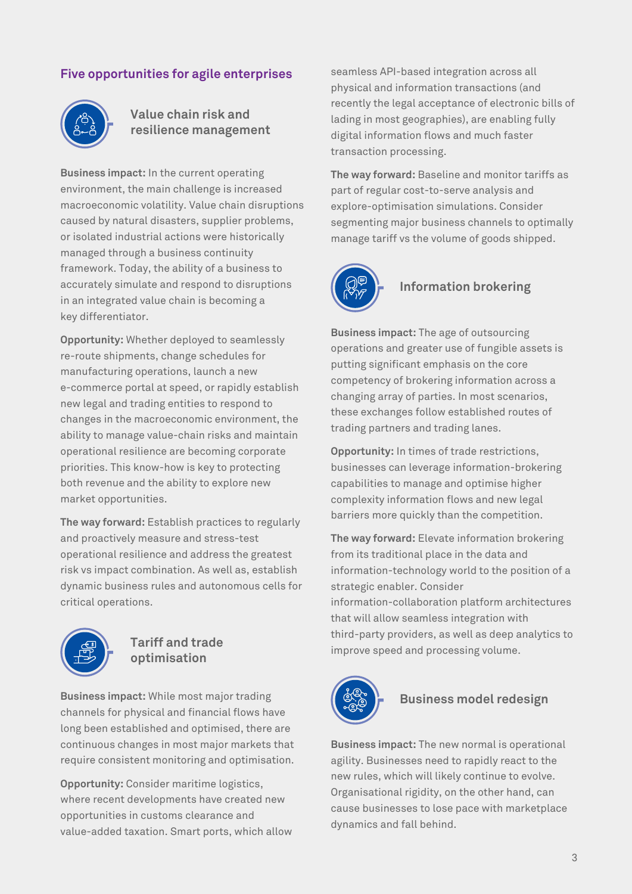## Five opportunities for agile enterprises

### Value chain risk and resilience management

**Business impact:** In the current operating environment, the main challenge is increased macroeconomic volatility. Value chain disruptions caused by natural disasters, supplier problems, or isolated industrial actions were historically managed through a business continuity framework. Today, the ability of a business to accurately simulate and respond to disruptions in an integrated value chain is becoming a key differentiator.

**Opportunity:** Whether deployed to seamlessly re-route shipments, change schedules for manufacturing operations, launch a new e-commerce portal at speed, or rapidly establish new legal and trading entities to respond to changes in the macroeconomic environment, the ability to manage value-chain risks and maintain operational resilience are becoming corporate priorities. This know-how is key to protecting both revenue and the ability to explore new market opportunities.

**The way forward:** Establish practices to regularly and proactively measure and stress-test operational resilience and address the greatest risk vs impact combination. As well as, establish dynamic business rules and autonomous cells for critical operations.

### Tariff and trade optimisation

**Business impact:** While most major trading channels for physical and financial flows have long been established and optimised, there are continuous changes in most major markets that require consistent monitoring and optimisation.

**Opportunity:** Consider maritime logistics, where recent developments have created new opportunities in customs clearance and value-added taxation. Smart ports, which allow seamless API-based integration across all physical and information transactions (and recently the legal acceptance of electronic bills of lading in most geographies), are enabling fully digital information flows and much faster transaction processing.

**The way forward:** Baseline and monitor tariffs as part of regular cost-to-serve analysis and explore-optimisation simulations. Consider segmenting major business channels to optimally manage tariff vs the volume of goods shipped.

### Information brokering

**Business impact:** The age of outsourcing operations and greater use of fungible assets is putting significant emphasis on the core competency of brokering information across a changing array of parties. In most scenarios, these exchanges follow established routes of trading partners and trading lanes.

**Opportunity:** In times of trade restrictions, businesses can leverage information-brokering capabilities to manage and optimise higher complexity information flows and new legal barriers more quickly than the competition.

**The way forward:** Elevate information brokering from its traditional place in the data and information-technology world to the position of a strategic enabler. Consider information-collaboration platform architectures that will allow seamless integration with third-party providers, as well as deep analytics to improve speed and processing volume.

### Business model redesign

**Business impact:** The new normal is operational agility. Businesses need to rapidly react to the new rules, which will likely continue to evolve. Organisational rigidity, on the other hand, can cause businesses to lose pace with marketplace dynamics and fall behind.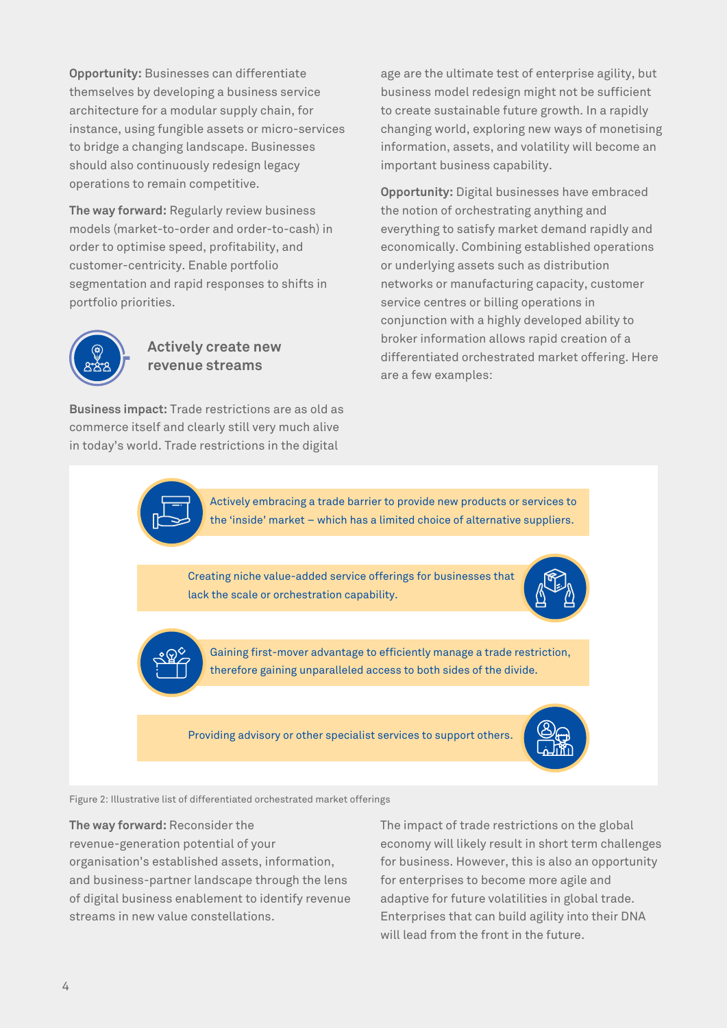**Opportunity:** Businesses can differentiate themselves by developing a business service architecture for a modular supply chain, for instance, using fungible assets or micro-services to bridge a changing landscape. Businesses should also continuously redesign legacy operations to remain competitive.

**The way forward:** Regularly review business models (market-to-order and order-to-cash) in order to optimise speed, profitability, and customer-centricity. Enable portfolio segmentation and rapid responses to shifts in portfolio priorities.

## Actively create new revenue streams

**Business impact:** Trade restrictions are as old as commerce itself and clearly still very much alive in today's world. Trade restrictions in the digital age are the ultimate test of enterprise agility, but business model redesign might not be sufficient to create sustainable future growth. In a rapidly changing world, exploring new ways of monetising information, assets, and volatility will become an important business capability.

**Opportunity:** Digital businesses have embraced the notion of orchestrating anything and everything to satisfy market demand rapidly and economically. Combining established operations or underlying assets such as distribution networks or manufacturing capacity, customer service centres or billing operations in conjunction with a highly developed ability to broker information allows rapid creation of a differentiated orchestrated market offering. Here are a few examples:

- Actively embracing a trade barrier to provide new products or services to the 'inside' market – which has a limited choice of alternative suppliers.
- Creating niche value-added service offerings for businesses that lack the scale or orchestration capability.
- Gaining first-mover advantage to efficiently manage a trade restriction, therefore gaining unparalleled access to both sides of the divide.
- Providing advisory or other specialist services to support others.

Figure 2: Illustrative list of differentiated orchestrated market offerings

**The way forward:** Reconsider the revenue-generation potential of your organisation's established assets, information, and business-partner landscape through the lens of digital business enablement to identify revenue streams in new value constellations.

The impact of trade restrictions on the global economy will likely result in short term challenges for business. However, this is also an opportunity for enterprises to become more agile and adaptive for future volatilities in global trade. Enterprises that can build agility into their DNA will lead from the front in the future.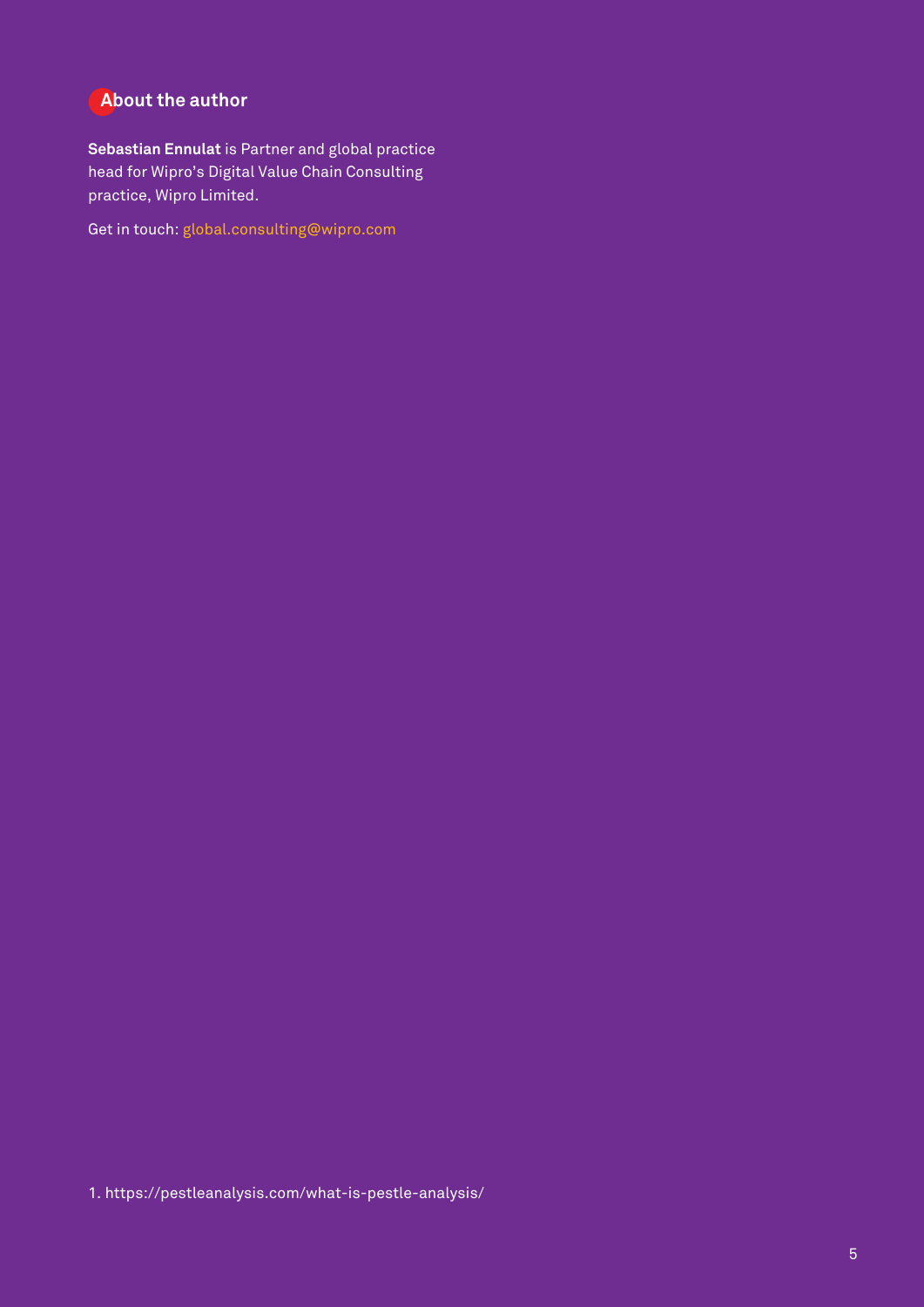## About the author

**Sebastian Ennulat** is Partner and global practice head for Wipro's Digital Value Chain Consulting practice, Wipro Limited.

Get in touch: global.consulting@wipro.com

1. https://pestleanalysis.com/what-is-pestle-analysis/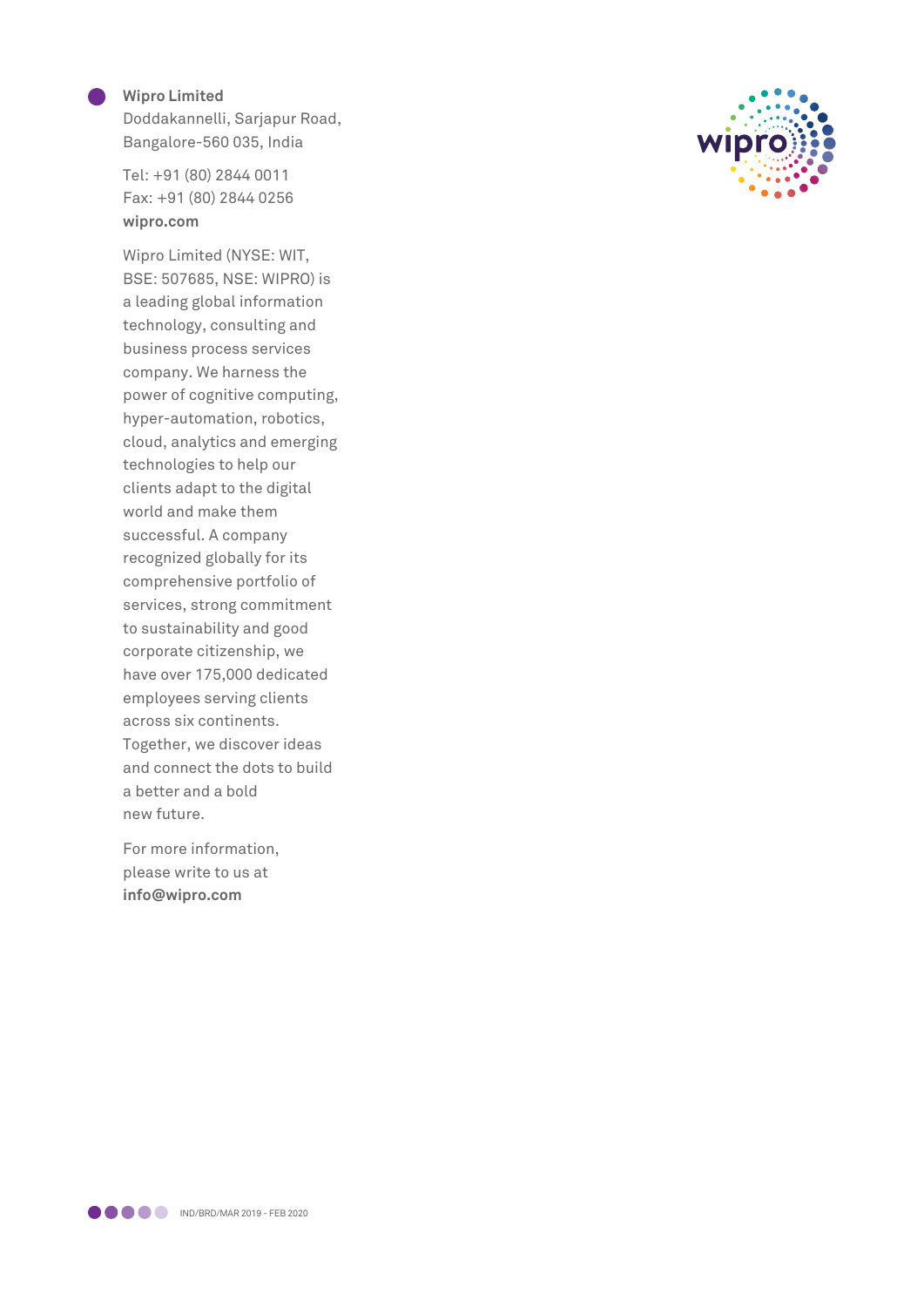**Wipro Limited**
Doddakannelli, Sarjapur Road,
Bangalore-560 035, India

Tel: +91 (80) 2844 0011
Fax: +91 (80) 2844 0256
**wipro.com**

Wipro Limited (NYSE: WIT, BSE: 507685, NSE: WIPRO) is a leading global information technology, consulting and business process services company. We harness the power of cognitive computing, hyper-automation, robotics, cloud, analytics and emerging technologies to help our clients adapt to the digital world and make them successful. A company recognized globally for its comprehensive portfolio of services, strong commitment to sustainability and good corporate citizenship, we have over 175,000 dedicated employees serving clients across six continents. Together, we discover ideas and connect the dots to build a better and a bold new future.

For more information, please write to us at **info@wipro.com**

IND/BRD/MAR 2019 - FEB 2020